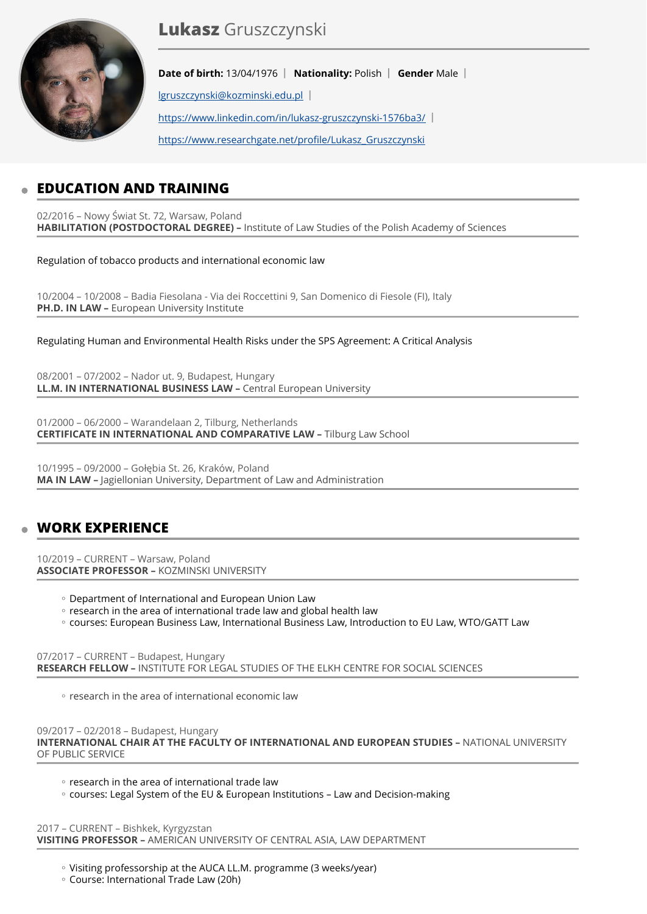# **Lukasz** Gruszczynski

**Date of birth:** 13/04/1976 | **Nationality:** Polish | **Gender** Male |

lgruszczynski@kozminski.edu.pl |

https://www.linkedin.com/in/lukasz-gruszczynski-1576ba3/ |

https://www.researchgate.net/profile/Lukasz_Gruszczynski

## EDUCATION AND TRAINING

02/2016 – Nowy Świat St. 72, Warsaw, Poland
**HABILITATION (POSTDOCTORAL DEGREE) –** Institute of Law Studies of the Polish Academy of Sciences

Regulation of tobacco products and international economic law

10/2004 – 10/2008 – Badia Fiesolana - Via dei Roccettini 9, San Domenico di Fiesole (FI), Italy
**PH.D. IN LAW –** European University Institute

Regulating Human and Environmental Health Risks under the SPS Agreement: A Critical Analysis

08/2001 – 07/2002 – Nador ut. 9, Budapest, Hungary
**LL.M. IN INTERNATIONAL BUSINESS LAW –** Central European University

01/2000 – 06/2000 – Warandelaan 2, Tilburg, Netherlands
**CERTIFICATE IN INTERNATIONAL AND COMPARATIVE LAW –** Tilburg Law School

10/1995 – 09/2000 – Gołębia St. 26, Kraków, Poland
**MA IN LAW –** Jagiellonian University, Department of Law and Administration

## WORK EXPERIENCE

10/2019 – CURRENT – Warsaw, Poland
**ASSOCIATE PROFESSOR –** KOZMINSKI UNIVERSITY

- Department of International and European Union Law
- research in the area of international trade law and global health law
- courses: European Business Law, International Business Law, Introduction to EU Law, WTO/GATT Law

07/2017 – CURRENT – Budapest, Hungary
**RESEARCH FELLOW –** INSTITUTE FOR LEGAL STUDIES OF THE ELKH CENTRE FOR SOCIAL SCIENCES

- research in the area of international economic law

09/2017 – 02/2018 – Budapest, Hungary
**INTERNATIONAL CHAIR AT THE FACULTY OF INTERNATIONAL AND EUROPEAN STUDIES –** NATIONAL UNIVERSITY OF PUBLIC SERVICE

- research in the area of international trade law
- courses: Legal System of the EU & European Institutions – Law and Decision-making

2017 – CURRENT – Bishkek, Kyrgyzstan
**VISITING PROFESSOR –** AMERICAN UNIVERSITY OF CENTRAL ASIA, LAW DEPARTMENT

- Visiting professorship at the AUCA LL.M. programme (3 weeks/year)
- Course: International Trade Law (20h)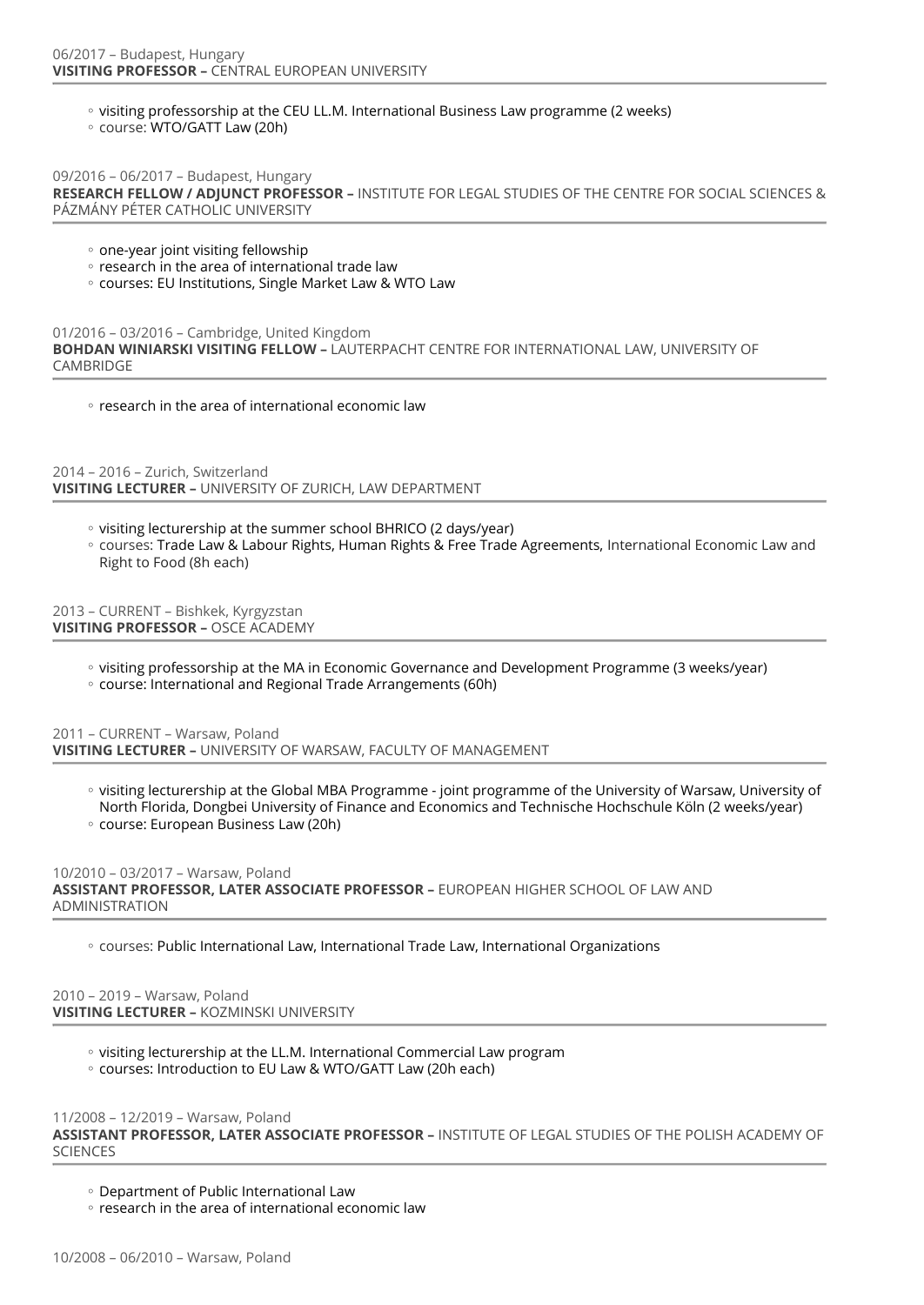06/2017 – Budapest, Hungary
**VISITING PROFESSOR –** CENTRAL EUROPEAN UNIVERSITY

- visiting professorship at the CEU LL.M. International Business Law programme (2 weeks)
- course: WTO/GATT Law (20h)

09/2016 – 06/2017 – Budapest, Hungary
**RESEARCH FELLOW / ADJUNCT PROFESSOR –** INSTITUTE FOR LEGAL STUDIES OF THE CENTRE FOR SOCIAL SCIENCES & PÁZMÁNY PÉTER CATHOLIC UNIVERSITY

- one-year joint visiting fellowship
- research in the area of international trade law
- courses: EU Institutions, Single Market Law & WTO Law

01/2016 – 03/2016 – Cambridge, United Kingdom
**BOHDAN WINIARSKI VISITING FELLOW –** LAUTERPACHT CENTRE FOR INTERNATIONAL LAW, UNIVERSITY OF CAMBRIDGE

- research in the area of international economic law

2014 – 2016 – Zurich, Switzerland
**VISITING LECTURER –** UNIVERSITY OF ZURICH, LAW DEPARTMENT

- visiting lecturership at the summer school BHRICO (2 days/year)
- courses: Trade Law & Labour Rights, Human Rights & Free Trade Agreements, International Economic Law and Right to Food (8h each)

2013 – CURRENT – Bishkek, Kyrgyzstan
**VISITING PROFESSOR –** OSCE ACADEMY

- visiting professorship at the MA in Economic Governance and Development Programme (3 weeks/year)
- course: International and Regional Trade Arrangements (60h)

2011 – CURRENT – Warsaw, Poland
**VISITING LECTURER –** UNIVERSITY OF WARSAW, FACULTY OF MANAGEMENT

- visiting lecturership at the Global MBA Programme - joint programme of the University of Warsaw, University of North Florida, Dongbei University of Finance and Economics and Technische Hochschule Köln (2 weeks/year)
- course: European Business Law (20h)

10/2010 – 03/2017 – Warsaw, Poland
**ASSISTANT PROFESSOR, LATER ASSOCIATE PROFESSOR –** EUROPEAN HIGHER SCHOOL OF LAW AND ADMINISTRATION

- courses: Public International Law, International Trade Law, International Organizations

2010 – 2019 – Warsaw, Poland
**VISITING LECTURER –** KOZMINSKI UNIVERSITY

- visiting lecturership at the LL.M. International Commercial Law program
- courses: Introduction to EU Law & WTO/GATT Law (20h each)

11/2008 – 12/2019 – Warsaw, Poland
**ASSISTANT PROFESSOR, LATER ASSOCIATE PROFESSOR –** INSTITUTE OF LEGAL STUDIES OF THE POLISH ACADEMY OF SCIENCES

- Department of Public International Law
- research in the area of international economic law

10/2008 – 06/2010 – Warsaw, Poland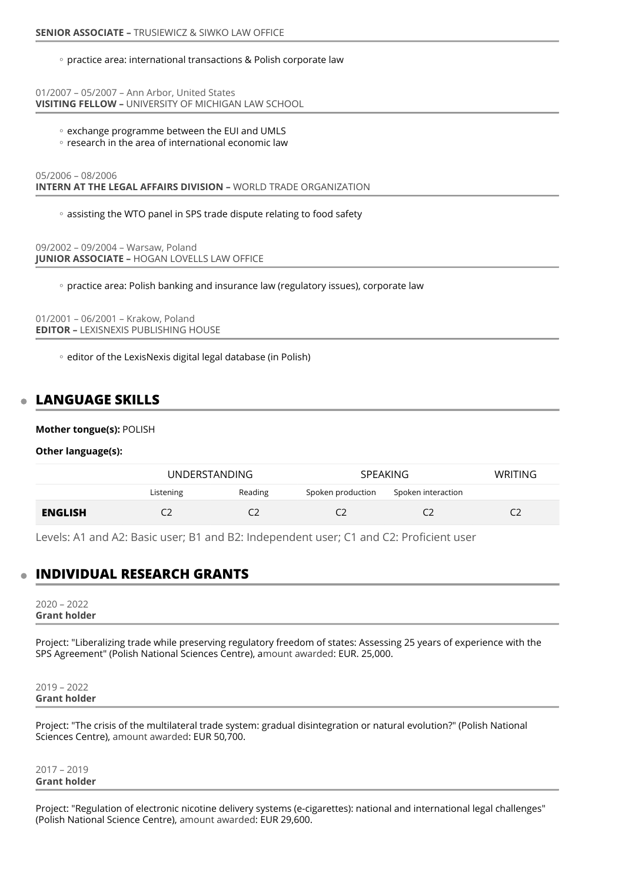**SENIOR ASSOCIATE –** TRUSIEWICZ & SIWKO LAW OFFICE

- practice area: international transactions & Polish corporate law

01/2007 – 05/2007 – Ann Arbor, United States
**VISITING FELLOW –** UNIVERSITY OF MICHIGAN LAW SCHOOL

- exchange programme between the EUI and UMLS
- research in the area of international economic law

05/2006 – 08/2006
**INTERN AT THE LEGAL AFFAIRS DIVISION –** WORLD TRADE ORGANIZATION

- assisting the WTO panel in SPS trade dispute relating to food safety

09/2002 – 09/2004 – Warsaw, Poland
**JUNIOR ASSOCIATE –** HOGAN LOVELLS LAW OFFICE

- practice area: Polish banking and insurance law (regulatory issues), corporate law

01/2001 – 06/2001 – Krakow, Poland
**EDITOR –** LEXISNEXIS PUBLISHING HOUSE

- editor of the LexisNexis digital legal database (in Polish)

## LANGUAGE SKILLS

**Mother tongue(s):** POLISH

**Other language(s):**

| | UNDERSTANDING | | SPEAKING | | WRITING |
|---|---|---|---|---|---|
| | Listening | Reading | Spoken production | Spoken interaction | |
| **ENGLISH** | C2 | C2 | C2 | C2 | C2 |

Levels: A1 and A2: Basic user; B1 and B2: Independent user; C1 and C2: Proficient user

## INDIVIDUAL RESEARCH GRANTS

2020 – 2022
**Grant holder**

Project: "Liberalizing trade while preserving regulatory freedom of states: Assessing 25 years of experience with the SPS Agreement" (Polish National Sciences Centre), amount awarded: EUR. 25,000.

2019 – 2022
**Grant holder**

Project: "The crisis of the multilateral trade system: gradual disintegration or natural evolution?" (Polish National Sciences Centre), amount awarded: EUR 50,700.

2017 – 2019
**Grant holder**

Project: "Regulation of electronic nicotine delivery systems (e-cigarettes): national and international legal challenges" (Polish National Science Centre), amount awarded: EUR 29,600.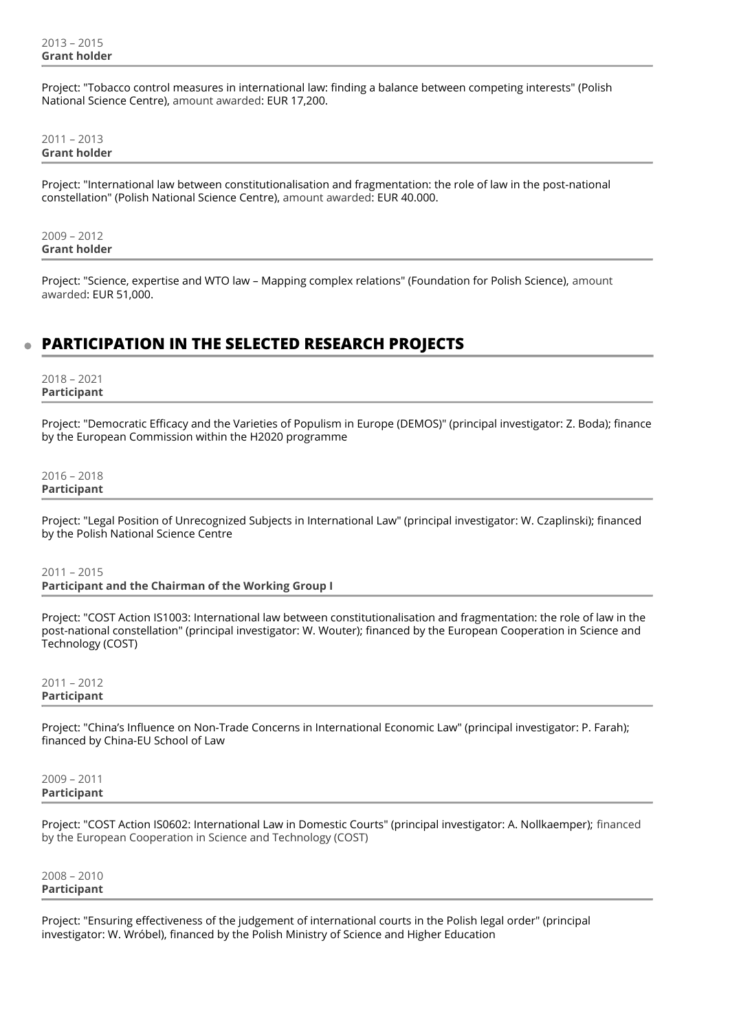2013 – 2015
**Grant holder**

Project: "Tobacco control measures in international law: finding a balance between competing interests" (Polish National Science Centre), amount awarded: EUR 17,200.

2011 – 2013
**Grant holder**

Project: "International law between constitutionalisation and fragmentation: the role of law in the post-national constellation" (Polish National Science Centre), amount awarded: EUR 40.000.

2009 – 2012
**Grant holder**

Project: "Science, expertise and WTO law – Mapping complex relations" (Foundation for Polish Science), amount awarded: EUR 51,000.

## PARTICIPATION IN THE SELECTED RESEARCH PROJECTS

2018 – 2021
**Participant**

Project: "Democratic Efficacy and the Varieties of Populism in Europe (DEMOS)" (principal investigator: Z. Boda); finance by the European Commission within the H2020 programme

2016 – 2018
**Participant**

Project: "Legal Position of Unrecognized Subjects in International Law" (principal investigator: W. Czaplinski); financed by the Polish National Science Centre

2011 – 2015
**Participant and the Chairman of the Working Group I**

Project: "COST Action IS1003: International law between constitutionalisation and fragmentation: the role of law in the post-national constellation" (principal investigator: W. Wouter); financed by the European Cooperation in Science and Technology (COST)

2011 – 2012
**Participant**

Project: "China's Influence on Non-Trade Concerns in International Economic Law" (principal investigator: P. Farah); financed by China-EU School of Law

2009 – 2011
**Participant**

Project: "COST Action IS0602: International Law in Domestic Courts" (principal investigator: A. Nollkaemper); financed by the European Cooperation in Science and Technology (COST)

2008 – 2010
**Participant**

Project: "Ensuring effectiveness of the judgement of international courts in the Polish legal order" (principal investigator: W. Wróbel), financed by the Polish Ministry of Science and Higher Education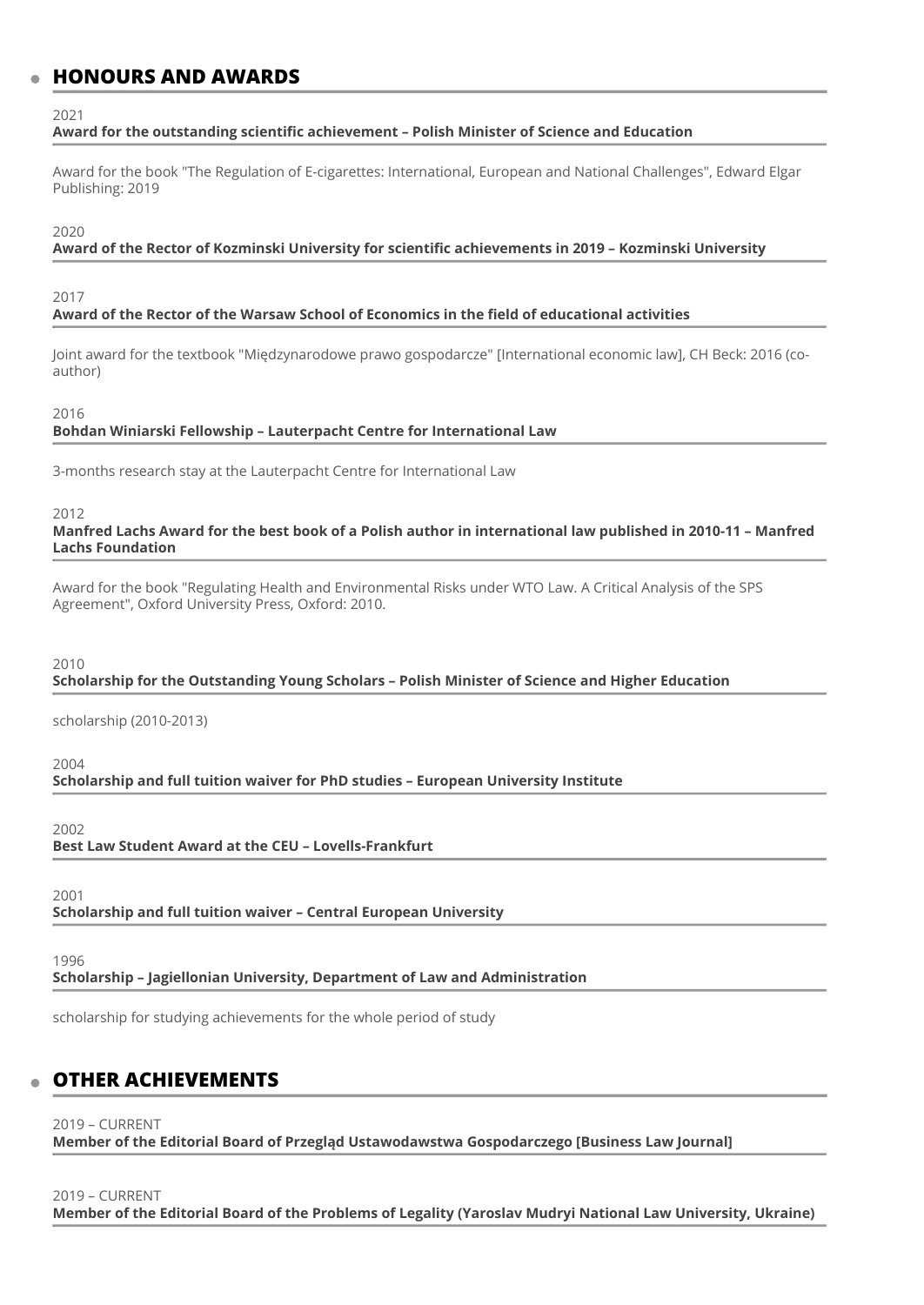## HONOURS AND AWARDS

2021

**Award for the outstanding scientific achievement – Polish Minister of Science and Education**

Award for the book "The Regulation of E-cigarettes: International, European and National Challenges", Edward Elgar Publishing: 2019

2020

**Award of the Rector of Kozminski University for scientific achievements in 2019 – Kozminski University**

2017

**Award of the Rector of the Warsaw School of Economics in the field of educational activities**

Joint award for the textbook "Międzynarodowe prawo gospodarcze" [International economic law], CH Beck: 2016 (co-author)

2016

**Bohdan Winiarski Fellowship – Lauterpacht Centre for International Law**

3-months research stay at the Lauterpacht Centre for International Law

2012

**Manfred Lachs Award for the best book of a Polish author in international law published in 2010-11 – Manfred Lachs Foundation**

Award for the book "Regulating Health and Environmental Risks under WTO Law. A Critical Analysis of the SPS Agreement", Oxford University Press, Oxford: 2010.

2010

**Scholarship for the Outstanding Young Scholars – Polish Minister of Science and Higher Education**

scholarship (2010-2013)

2004

**Scholarship and full tuition waiver for PhD studies – European University Institute**

2002

**Best Law Student Award at the CEU – Lovells-Frankfurt**

2001

**Scholarship and full tuition waiver – Central European University**

1996

**Scholarship – Jagiellonian University, Department of Law and Administration**

scholarship for studying achievements for the whole period of study

## OTHER ACHIEVEMENTS

2019 – CURRENT

**Member of the Editorial Board of Przegląd Ustawodawstwa Gospodarczego [Business Law Journal]**

2019 – CURRENT

**Member of the Editorial Board of the Problems of Legality (Yaroslav Mudryi National Law University, Ukraine)**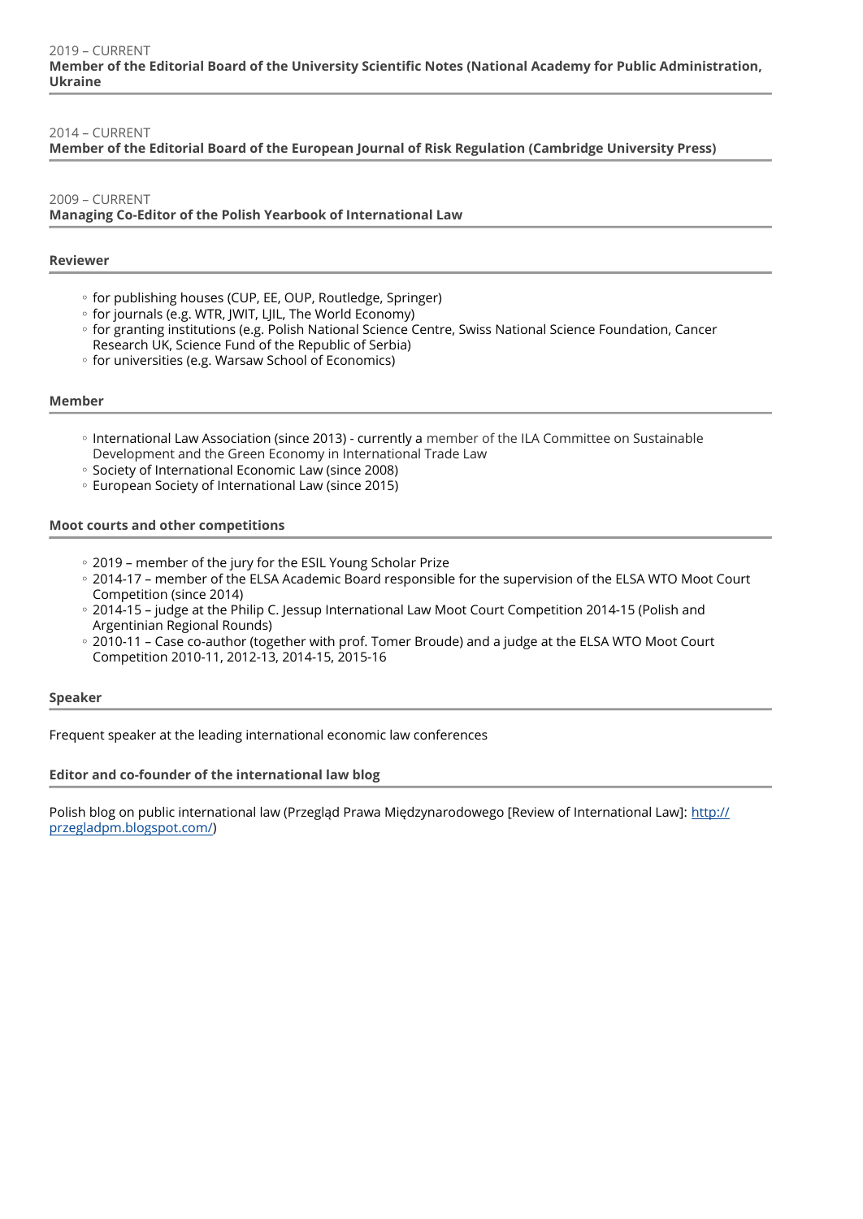2019 – CURRENT
**Member of the Editorial Board of the University Scientific Notes (National Academy for Public Administration, Ukraine**

2014 – CURRENT
**Member of the Editorial Board of the European Journal of Risk Regulation (Cambridge University Press)**

2009 – CURRENT
**Managing Co-Editor of the Polish Yearbook of International Law**

### Reviewer

- for publishing houses (CUP, EE, OUP, Routledge, Springer)
- for journals (e.g. WTR, JWIT, LJIL, The World Economy)
- for granting institutions (e.g. Polish National Science Centre, Swiss National Science Foundation, Cancer Research UK, Science Fund of the Republic of Serbia)
- for universities (e.g. Warsaw School of Economics)

### Member

- International Law Association (since 2013) - currently a member of the ILA Committee on Sustainable Development and the Green Economy in International Trade Law
- Society of International Economic Law (since 2008)
- European Society of International Law (since 2015)

### Moot courts and other competitions

- 2019 – member of the jury for the ESIL Young Scholar Prize
- 2014-17 – member of the ELSA Academic Board responsible for the supervision of the ELSA WTO Moot Court Competition (since 2014)
- 2014-15 – judge at the Philip C. Jessup International Law Moot Court Competition 2014-15 (Polish and Argentinian Regional Rounds)
- 2010-11 – Case co-author (together with prof. Tomer Broude) and a judge at the ELSA WTO Moot Court Competition 2010-11, 2012-13, 2014-15, 2015-16

### Speaker

Frequent speaker at the leading international economic law conferences

### Editor and co-founder of the international law blog

Polish blog on public international law (Przegląd Prawa Międzynarodowego [Review of International Law]: [http://przegladpm.blogspot.com/](http://przegladpm.blogspot.com/))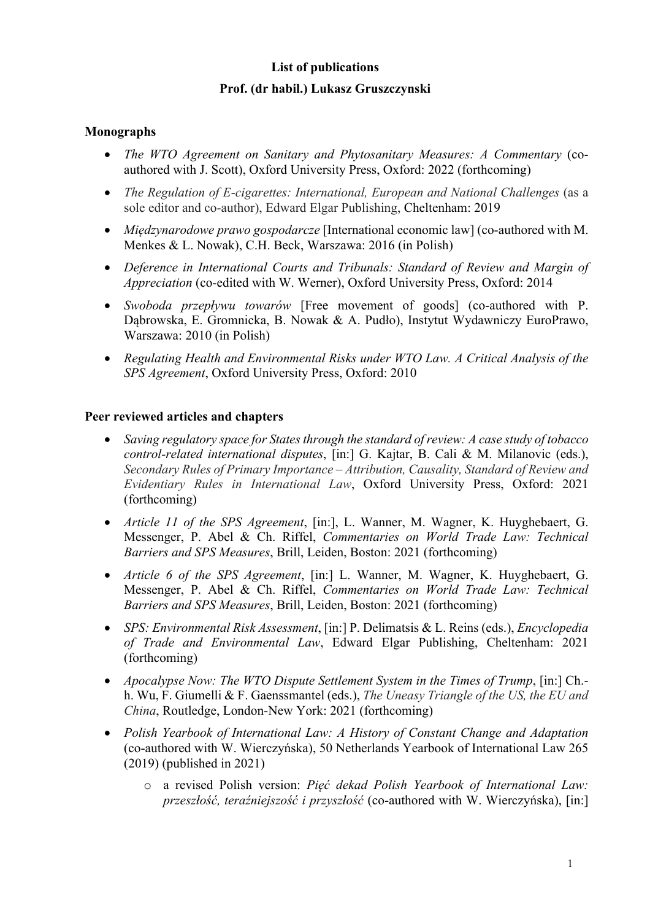**List of publications**

**Prof. (dr habil.) Lukasz Gruszczynski**

## Monographs

- *The WTO Agreement on Sanitary and Phytosanitary Measures: A Commentary* (co-authored with J. Scott), Oxford University Press, Oxford: 2022 (forthcoming)
- *The Regulation of E-cigarettes: International, European and National Challenges* (as a sole editor and co-author), Edward Elgar Publishing, Cheltenham: 2019
- *Międzynarodowe prawo gospodarcze* [International economic law] (co-authored with M. Menkes & L. Nowak), C.H. Beck, Warszawa: 2016 (in Polish)
- *Deference in International Courts and Tribunals: Standard of Review and Margin of Appreciation* (co-edited with W. Werner), Oxford University Press, Oxford: 2014
- *Swoboda przepływu towarów* [Free movement of goods] (co-authored with P. Dąbrowska, E. Gromnicka, B. Nowak & A. Pudło), Instytut Wydawniczy EuroPrawo, Warszawa: 2010 (in Polish)
- *Regulating Health and Environmental Risks under WTO Law. A Critical Analysis of the SPS Agreement*, Oxford University Press, Oxford: 2010

## Peer reviewed articles and chapters

- *Saving regulatory space for States through the standard of review: A case study of tobacco control-related international disputes*, [in:] G. Kajtar, B. Cali & M. Milanovic (eds.), *Secondary Rules of Primary Importance – Attribution, Causality, Standard of Review and Evidentiary Rules in International Law*, Oxford University Press, Oxford: 2021 (forthcoming)
- *Article 11 of the SPS Agreement*, [in:], L. Wanner, M. Wagner, K. Huyghebaert, G. Messenger, P. Abel & Ch. Riffel, *Commentaries on World Trade Law: Technical Barriers and SPS Measures*, Brill, Leiden, Boston: 2021 (forthcoming)
- *Article 6 of the SPS Agreement*, [in:] L. Wanner, M. Wagner, K. Huyghebaert, G. Messenger, P. Abel & Ch. Riffel, *Commentaries on World Trade Law: Technical Barriers and SPS Measures*, Brill, Leiden, Boston: 2021 (forthcoming)
- *SPS: Environmental Risk Assessment*, [in:] P. Delimatsis & L. Reins (eds.), *Encyclopedia of Trade and Environmental Law*, Edward Elgar Publishing, Cheltenham: 2021 (forthcoming)
- *Apocalypse Now: The WTO Dispute Settlement System in the Times of Trump*, [in:] Ch.-h. Wu, F. Giumelli & F. Gaenssmantel (eds.), *The Uneasy Triangle of the US, the EU and China*, Routledge, London-New York: 2021 (forthcoming)
- *Polish Yearbook of International Law: A History of Constant Change and Adaptation* (co-authored with W. Wierczyńska), 50 Netherlands Yearbook of International Law 265 (2019) (published in 2021)
  - a revised Polish version: *Pięć dekad Polish Yearbook of International Law: przeszłość, teraźniejszość i przyszłość* (co-authored with W. Wierczyńska), [in:]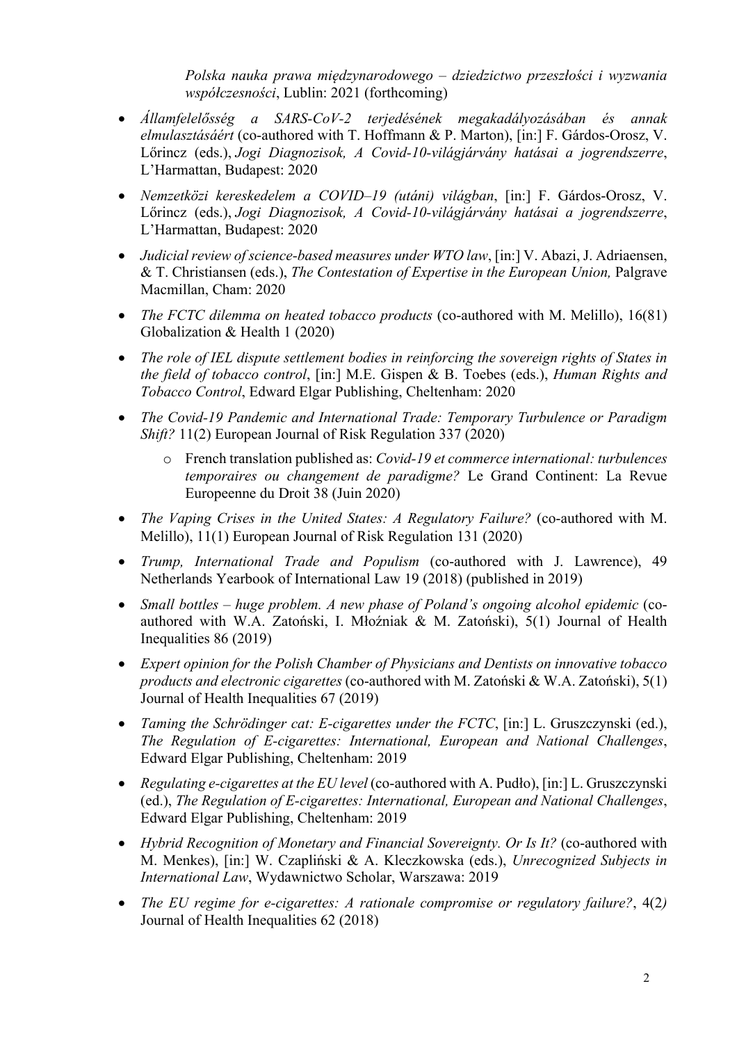*Polska nauka prawa międzynarodowego – dziedzictwo przeszłości i wyzwania współczesności*, Lublin: 2021 (forthcoming)

- *Államfelelősség a SARS-CoV-2 terjedésének megakadályozásában és annak elmulasztásáért* (co-authored with T. Hoffmann & P. Marton), [in:] F. Gárdos-Orosz, V. Lőrincz (eds.), *Jogi Diagnozisok, A Covid-10-világjárvány hatásai a jogrendszerre*, L'Harmattan, Budapest: 2020
- *Nemzetközi kereskedelem a COVID–19 (utáni) világban*, [in:] F. Gárdos-Orosz, V. Lőrincz (eds.), *Jogi Diagnozisok, A Covid-10-világjárvány hatásai a jogrendszerre*, L'Harmattan, Budapest: 2020
- *Judicial review of science-based measures under WTO law*, [in:] V. Abazi, J. Adriaensen, & T. Christiansen (eds.), *The Contestation of Expertise in the European Union,* Palgrave Macmillan, Cham: 2020
- *The FCTC dilemma on heated tobacco products* (co-authored with M. Melillo), 16(81) Globalization & Health 1 (2020)
- *The role of IEL dispute settlement bodies in reinforcing the sovereign rights of States in the field of tobacco control*, [in:] M.E. Gispen & B. Toebes (eds.), *Human Rights and Tobacco Control*, Edward Elgar Publishing, Cheltenham: 2020
- *The Covid-19 Pandemic and International Trade: Temporary Turbulence or Paradigm Shift?* 11(2) European Journal of Risk Regulation 337 (2020)
  - French translation published as: *Covid-19 et commerce international: turbulences temporaires ou changement de paradigme?* Le Grand Continent: La Revue Europeenne du Droit 38 (Juin 2020)
- *The Vaping Crises in the United States: A Regulatory Failure?* (co-authored with M. Melillo), 11(1) European Journal of Risk Regulation 131 (2020)
- *Trump, International Trade and Populism* (co-authored with J. Lawrence), 49 Netherlands Yearbook of International Law 19 (2018) (published in 2019)
- *Small bottles – huge problem. A new phase of Poland's ongoing alcohol epidemic* (co-authored with W.A. Zatoński, I. Młoźniak & M. Zatoński), 5(1) Journal of Health Inequalities 86 (2019)
- *Expert opinion for the Polish Chamber of Physicians and Dentists on innovative tobacco products and electronic cigarettes* (co-authored with M. Zatoński & W.A. Zatoński), 5(1) Journal of Health Inequalities 67 (2019)
- *Taming the Schrödinger cat: E-cigarettes under the FCTC*, [in:] L. Gruszczynski (ed.), *The Regulation of E-cigarettes: International, European and National Challenges*, Edward Elgar Publishing, Cheltenham: 2019
- *Regulating e-cigarettes at the EU level* (co-authored with A. Pudło), [in:] L. Gruszczynski (ed.), *The Regulation of E-cigarettes: International, European and National Challenges*, Edward Elgar Publishing, Cheltenham: 2019
- *Hybrid Recognition of Monetary and Financial Sovereignty. Or Is It?* (co-authored with M. Menkes), [in:] W. Czapliński & A. Kleczkowska (eds.), *Unrecognized Subjects in International Law*, Wydawnictwo Scholar, Warszawa: 2019
- *The EU regime for e-cigarettes: A rationale compromise or regulatory failure?*, 4(2) Journal of Health Inequalities 62 (2018)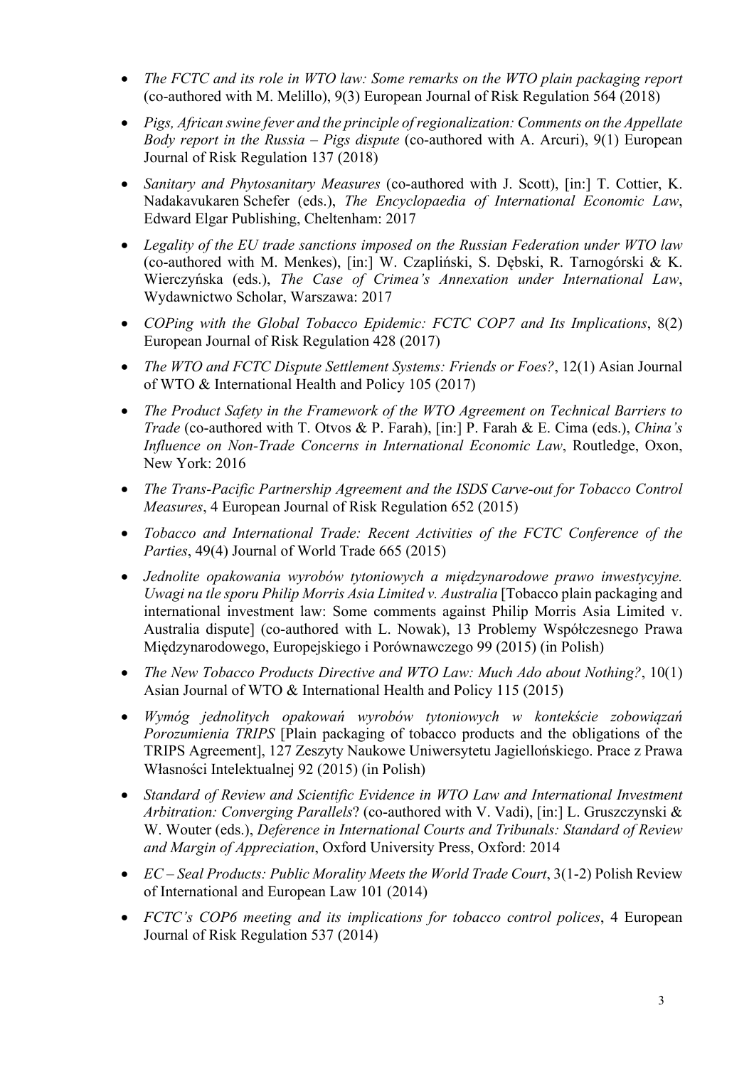- *The FCTC and its role in WTO law: Some remarks on the WTO plain packaging report* (co-authored with M. Melillo), 9(3) European Journal of Risk Regulation 564 (2018)
- *Pigs, African swine fever and the principle of regionalization: Comments on the Appellate Body report in the Russia – Pigs dispute* (co-authored with A. Arcuri), 9(1) European Journal of Risk Regulation 137 (2018)
- *Sanitary and Phytosanitary Measures* (co-authored with J. Scott), [in:] T. Cottier, K. Nadakavukaren Schefer (eds.), *The Encyclopaedia of International Economic Law*, Edward Elgar Publishing, Cheltenham: 2017
- *Legality of the EU trade sanctions imposed on the Russian Federation under WTO law* (co-authored with M. Menkes), [in:] W. Czapliński, S. Dębski, R. Tarnogórski & K. Wierczyńska (eds.), *The Case of Crimea's Annexation under International Law*, Wydawnictwo Scholar, Warszawa: 2017
- *COPing with the Global Tobacco Epidemic: FCTC COP7 and Its Implications*, 8(2) European Journal of Risk Regulation 428 (2017)
- *The WTO and FCTC Dispute Settlement Systems: Friends or Foes?*, 12(1) Asian Journal of WTO & International Health and Policy 105 (2017)
- *The Product Safety in the Framework of the WTO Agreement on Technical Barriers to Trade* (co-authored with T. Otvos & P. Farah), [in:] P. Farah & E. Cima (eds.), *China's Influence on Non-Trade Concerns in International Economic Law*, Routledge, Oxon, New York: 2016
- *The Trans-Pacific Partnership Agreement and the ISDS Carve-out for Tobacco Control Measures*, 4 European Journal of Risk Regulation 652 (2015)
- *Tobacco and International Trade: Recent Activities of the FCTC Conference of the Parties*, 49(4) Journal of World Trade 665 (2015)
- *Jednolite opakowania wyrobów tytoniowych a międzynarodowe prawo inwestycyjne. Uwagi na tle sporu Philip Morris Asia Limited v. Australia* [Tobacco plain packaging and international investment law: Some comments against Philip Morris Asia Limited v. Australia dispute] (co-authored with L. Nowak), 13 Problemy Współczesnego Prawa Międzynarodowego, Europejskiego i Porównawczego 99 (2015) (in Polish)
- *The New Tobacco Products Directive and WTO Law: Much Ado about Nothing?*, 10(1) Asian Journal of WTO & International Health and Policy 115 (2015)
- *Wymóg jednolitych opakowań wyrobów tytoniowych w kontekście zobowiązań Porozumienia TRIPS* [Plain packaging of tobacco products and the obligations of the TRIPS Agreement], 127 Zeszyty Naukowe Uniwersytetu Jagiellońskiego. Prace z Prawa Własności Intelektualnej 92 (2015) (in Polish)
- *Standard of Review and Scientific Evidence in WTO Law and International Investment Arbitration: Converging Parallels*? (co-authored with V. Vadi), [in:] L. Gruszczynski & W. Wouter (eds.), *Deference in International Courts and Tribunals: Standard of Review and Margin of Appreciation*, Oxford University Press, Oxford: 2014
- *EC – Seal Products: Public Morality Meets the World Trade Court*, 3(1-2) Polish Review of International and European Law 101 (2014)
- *FCTC's COP6 meeting and its implications for tobacco control polices*, 4 European Journal of Risk Regulation 537 (2014)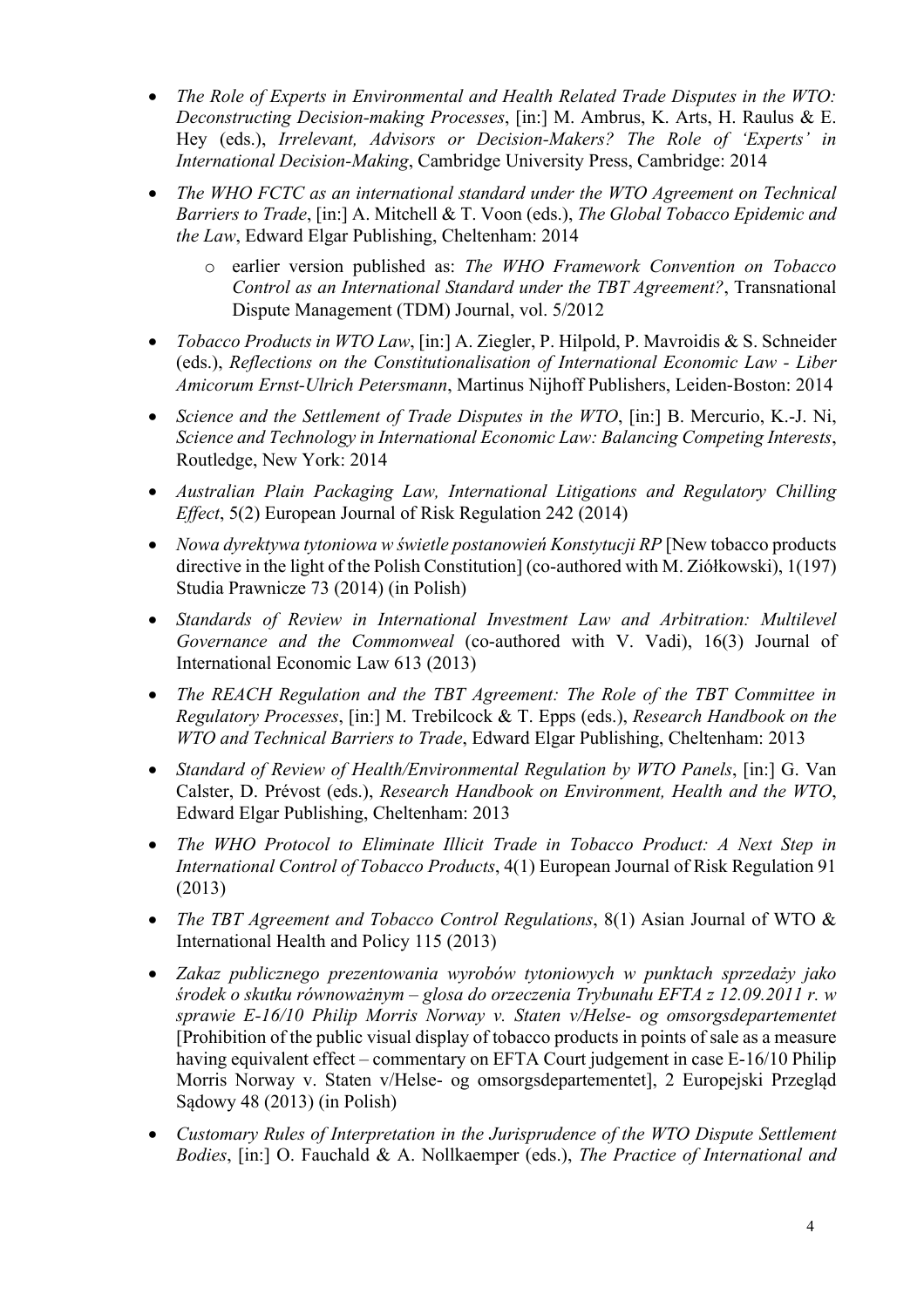- *The Role of Experts in Environmental and Health Related Trade Disputes in the WTO: Deconstructing Decision-making Processes*, [in:] M. Ambrus, K. Arts, H. Raulus & E. Hey (eds.), *Irrelevant, Advisors or Decision-Makers? The Role of 'Experts' in International Decision-Making*, Cambridge University Press, Cambridge: 2014
- *The WHO FCTC as an international standard under the WTO Agreement on Technical Barriers to Trade*, [in:] A. Mitchell & T. Voon (eds.), *The Global Tobacco Epidemic and the Law*, Edward Elgar Publishing, Cheltenham: 2014
  - earlier version published as: *The WHO Framework Convention on Tobacco Control as an International Standard under the TBT Agreement?*, Transnational Dispute Management (TDM) Journal, vol. 5/2012
- *Tobacco Products in WTO Law*, [in:] A. Ziegler, P. Hilpold, P. Mavroidis & S. Schneider (eds.), *Reflections on the Constitutionalisation of International Economic Law - Liber Amicorum Ernst-Ulrich Petersmann*, Martinus Nijhoff Publishers, Leiden-Boston: 2014
- *Science and the Settlement of Trade Disputes in the WTO*, [in:] B. Mercurio, K.-J. Ni, *Science and Technology in International Economic Law: Balancing Competing Interests*, Routledge, New York: 2014
- *Australian Plain Packaging Law, International Litigations and Regulatory Chilling Effect*, 5(2) European Journal of Risk Regulation 242 (2014)
- *Nowa dyrektywa tytoniowa w świetle postanowień Konstytucji RP* [New tobacco products directive in the light of the Polish Constitution] (co-authored with M. Ziółkowski), 1(197) Studia Prawnicze 73 (2014) (in Polish)
- *Standards of Review in International Investment Law and Arbitration: Multilevel Governance and the Commonweal* (co-authored with V. Vadi), 16(3) Journal of International Economic Law 613 (2013)
- *The REACH Regulation and the TBT Agreement: The Role of the TBT Committee in Regulatory Processes*, [in:] M. Trebilcock & T. Epps (eds.), *Research Handbook on the WTO and Technical Barriers to Trade*, Edward Elgar Publishing, Cheltenham: 2013
- *Standard of Review of Health/Environmental Regulation by WTO Panels*, [in:] G. Van Calster, D. Prévost (eds.), *Research Handbook on Environment, Health and the WTO*, Edward Elgar Publishing, Cheltenham: 2013
- *The WHO Protocol to Eliminate Illicit Trade in Tobacco Product: A Next Step in International Control of Tobacco Products*, 4(1) European Journal of Risk Regulation 91 (2013)
- *The TBT Agreement and Tobacco Control Regulations*, 8(1) Asian Journal of WTO & International Health and Policy 115 (2013)
- *Zakaz publicznego prezentowania wyrobów tytoniowych w punktach sprzedaży jako środek o skutku równoważnym – glosa do orzeczenia Trybunału EFTA z 12.09.2011 r. w sprawie E-16/10 Philip Morris Norway v. Staten v/Helse- og omsorgsdepartementet* [Prohibition of the public visual display of tobacco products in points of sale as a measure having equivalent effect – commentary on EFTA Court judgement in case E-16/10 Philip Morris Norway v. Staten v/Helse- og omsorgsdepartementet], 2 Europejski Przegląd Sądowy 48 (2013) (in Polish)
- *Customary Rules of Interpretation in the Jurisprudence of the WTO Dispute Settlement Bodies*, [in:] O. Fauchald & A. Nollkaemper (eds.), *The Practice of International and*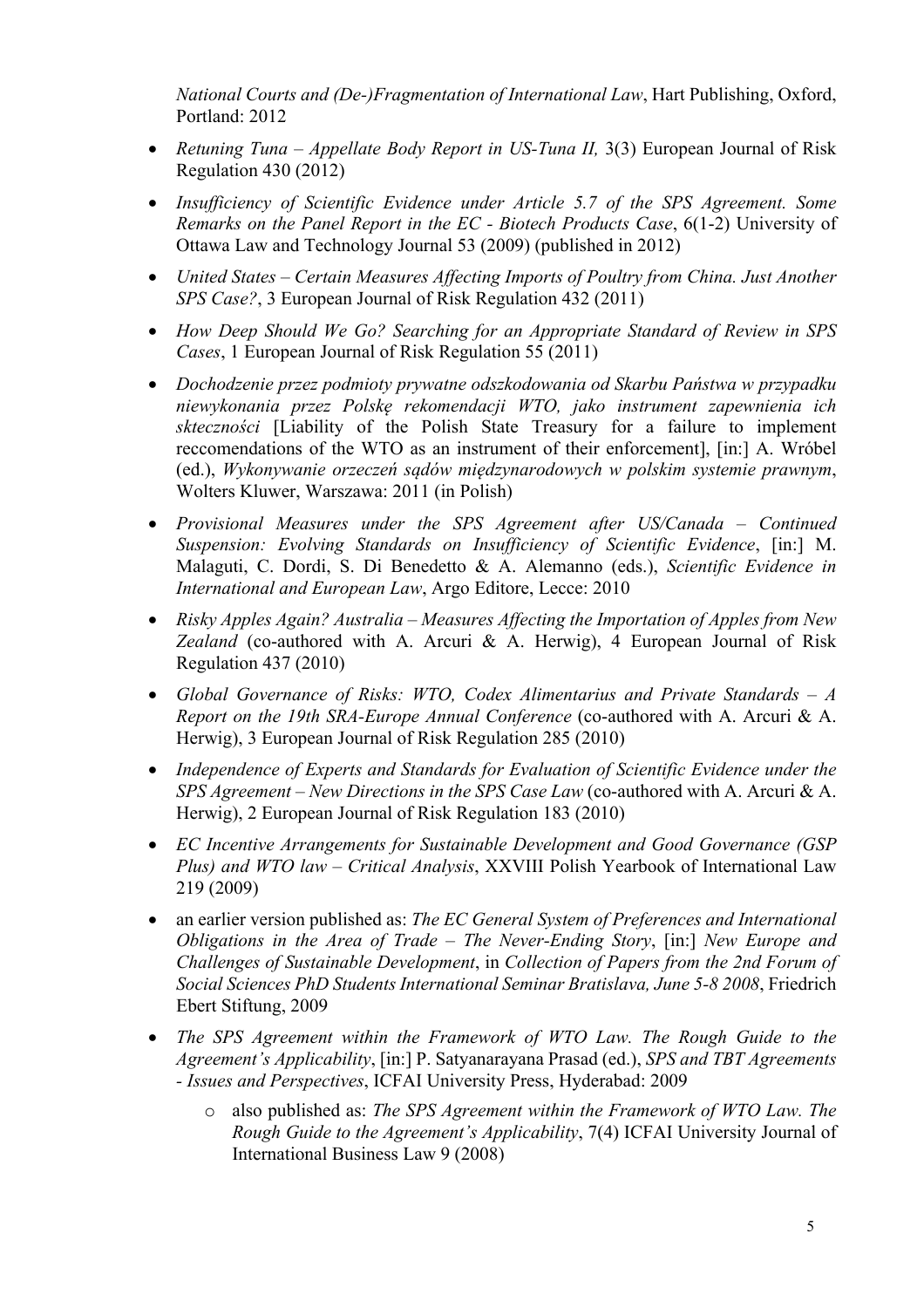*National Courts and (De-)Fragmentation of International Law*, Hart Publishing, Oxford, Portland: 2012

- *Retuning Tuna – Appellate Body Report in US-Tuna II,* 3(3) European Journal of Risk Regulation 430 (2012)
- *Insufficiency of Scientific Evidence under Article 5.7 of the SPS Agreement. Some Remarks on the Panel Report in the EC - Biotech Products Case*, 6(1-2) University of Ottawa Law and Technology Journal 53 (2009) (published in 2012)
- *United States – Certain Measures Affecting Imports of Poultry from China. Just Another SPS Case?*, 3 European Journal of Risk Regulation 432 (2011)
- *How Deep Should We Go? Searching for an Appropriate Standard of Review in SPS Cases*, 1 European Journal of Risk Regulation 55 (2011)
- *Dochodzenie przez podmioty prywatne odszkodowania od Skarbu Państwa w przypadku niewykonania przez Polskę rekomendacji WTO, jako instrument zapewnienia ich skteczności* [Liability of the Polish State Treasury for a failure to implement reccomendations of the WTO as an instrument of their enforcement], [in:] A. Wróbel (ed.), *Wykonywanie orzeczeń sądów międzynarodowych w polskim systemie prawnym*, Wolters Kluwer, Warszawa: 2011 (in Polish)
- *Provisional Measures under the SPS Agreement after US/Canada – Continued Suspension: Evolving Standards on Insufficiency of Scientific Evidence*, [in:] M. Malaguti, C. Dordi, S. Di Benedetto & A. Alemanno (eds.), *Scientific Evidence in International and European Law*, Argo Editore, Lecce: 2010
- *Risky Apples Again? Australia – Measures Affecting the Importation of Apples from New Zealand* (co-authored with A. Arcuri & A. Herwig), 4 European Journal of Risk Regulation 437 (2010)
- *Global Governance of Risks: WTO, Codex Alimentarius and Private Standards – A Report on the 19th SRA-Europe Annual Conference* (co-authored with A. Arcuri & A. Herwig), 3 European Journal of Risk Regulation 285 (2010)
- *Independence of Experts and Standards for Evaluation of Scientific Evidence under the SPS Agreement – New Directions in the SPS Case Law* (co-authored with A. Arcuri & A. Herwig), 2 European Journal of Risk Regulation 183 (2010)
- *EC Incentive Arrangements for Sustainable Development and Good Governance (GSP Plus) and WTO law – Critical Analysis*, XXVIII Polish Yearbook of International Law 219 (2009)
- an earlier version published as: *The EC General System of Preferences and International Obligations in the Area of Trade – The Never-Ending Story*, [in:] *New Europe and Challenges of Sustainable Development*, in *Collection of Papers from the 2nd Forum of Social Sciences PhD Students International Seminar Bratislava, June 5-8 2008*, Friedrich Ebert Stiftung, 2009
- *The SPS Agreement within the Framework of WTO Law. The Rough Guide to the Agreement's Applicability*, [in:] P. Satyanarayana Prasad (ed.), *SPS and TBT Agreements - Issues and Perspectives*, ICFAI University Press, Hyderabad: 2009
  - also published as: *The SPS Agreement within the Framework of WTO Law. The Rough Guide to the Agreement's Applicability*, 7(4) ICFAI University Journal of International Business Law 9 (2008)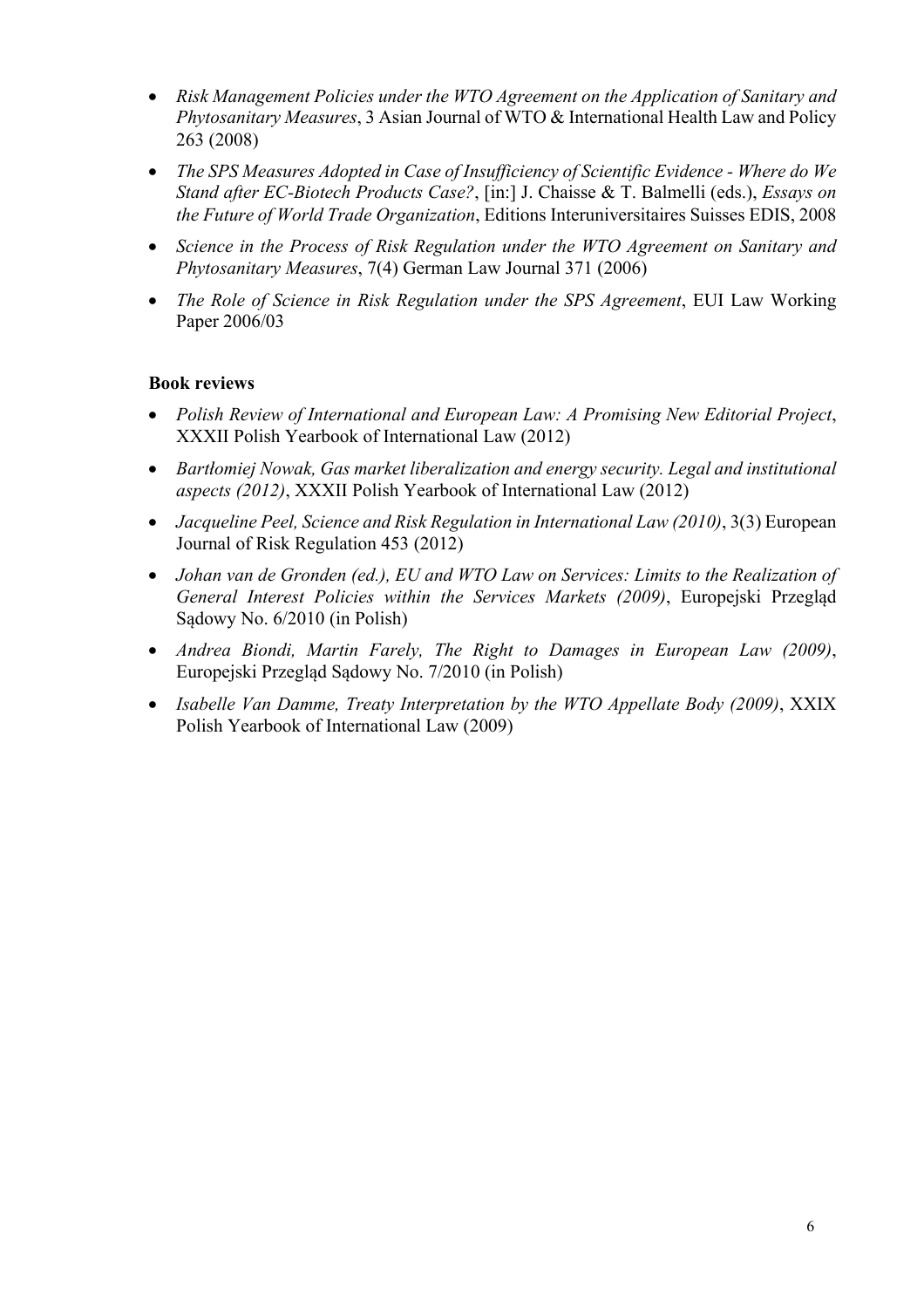- *Risk Management Policies under the WTO Agreement on the Application of Sanitary and Phytosanitary Measures*, 3 Asian Journal of WTO & International Health Law and Policy 263 (2008)
- *The SPS Measures Adopted in Case of Insufficiency of Scientific Evidence - Where do We Stand after EC-Biotech Products Case?*, [in:] J. Chaisse & T. Balmelli (eds.), *Essays on the Future of World Trade Organization*, Editions Interuniversitaires Suisses EDIS, 2008
- *Science in the Process of Risk Regulation under the WTO Agreement on Sanitary and Phytosanitary Measures*, 7(4) German Law Journal 371 (2006)
- *The Role of Science in Risk Regulation under the SPS Agreement*, EUI Law Working Paper 2006/03

**Book reviews**

- *Polish Review of International and European Law: A Promising New Editorial Project*, XXXII Polish Yearbook of International Law (2012)
- *Bartłomiej Nowak, Gas market liberalization and energy security. Legal and institutional aspects (2012)*, XXXII Polish Yearbook of International Law (2012)
- *Jacqueline Peel, Science and Risk Regulation in International Law (2010)*, 3(3) European Journal of Risk Regulation 453 (2012)
- *Johan van de Gronden (ed.), EU and WTO Law on Services: Limits to the Realization of General Interest Policies within the Services Markets (2009)*, Europejski Przegląd Sądowy No. 6/2010 (in Polish)
- *Andrea Biondi, Martin Farely, The Right to Damages in European Law (2009)*, Europejski Przegląd Sądowy No. 7/2010 (in Polish)
- *Isabelle Van Damme, Treaty Interpretation by the WTO Appellate Body (2009)*, XXIX Polish Yearbook of International Law (2009)